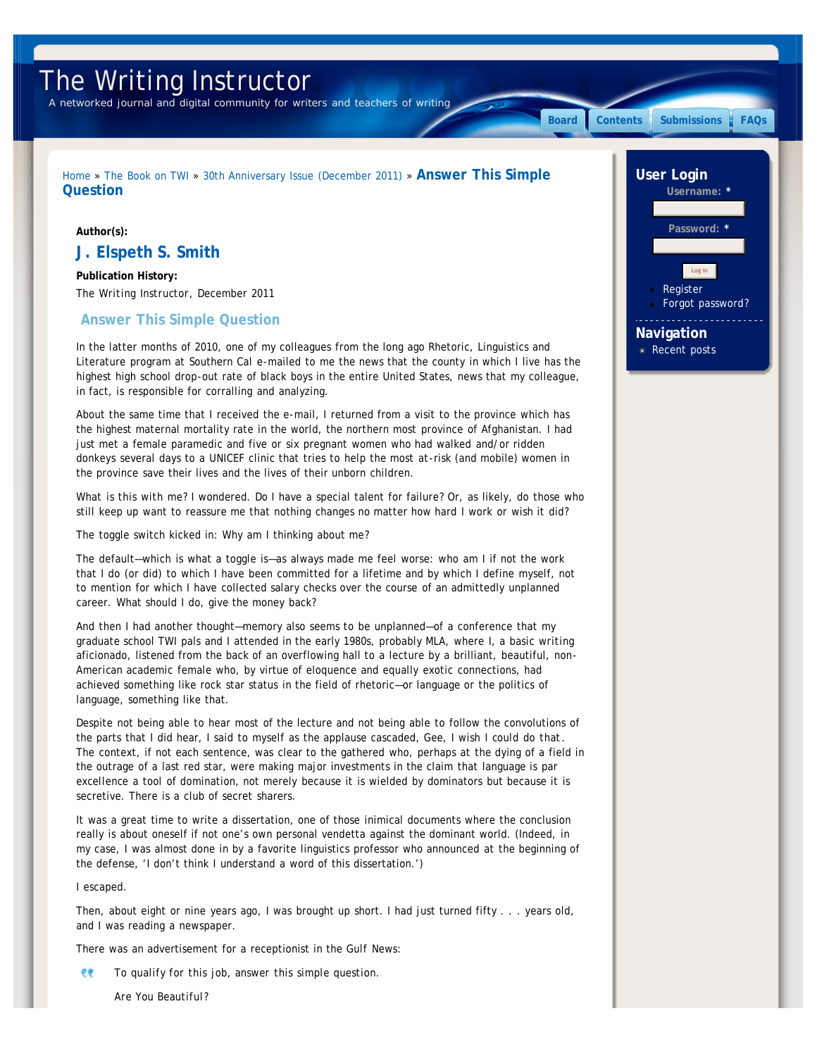# The Writing Instructor

A networked journal and digital community for writers and teachers of writing

Board | Contents | Submissions | FAQs

Home » The Book on TWI » 30th Anniversary Issue (December 2011) » **Answer This Simple Question**

**Author(s):**

## J. Elspeth S. Smith

**Publication History:**

The Writing Instructor, December 2011

## Answer This Simple Question

In the latter months of 2010, one of my colleagues from the long ago Rhetoric, Linguistics and Literature program at Southern Cal e-mailed to me the news that the county in which I live has the highest high school drop-out rate of black boys in the entire United States, news that my colleague, in fact, is responsible for corralling and analyzing.

About the same time that I received the e-mail, I returned from a visit to the province which has the highest maternal mortality rate in the world, the northern most province of Afghanistan. I had just met a female paramedic and five or six pregnant women who had walked and/or ridden donkeys several days to a UNICEF clinic that tries to help the most at-risk (and mobile) women in the province save their lives and the lives of their unborn children.

What is this with me? I wondered. Do I have a special talent for failure? Or, as likely, do those who still keep up want to reassure me that nothing changes no matter how hard I work or wish it did?

The toggle switch kicked in: Why am I thinking about me?

The default—which is what a toggle is—as always made me feel worse: who am I if not the work that I do (or did) to which I have been committed for a lifetime and by which I define myself, not to mention for which I have collected salary checks over the course of an admittedly unplanned career. What should I do, give the money back?

And then I had another thought—memory also seems to be unplanned—of a conference that my graduate school TWI pals and I attended in the early 1980s, probably MLA, where I, a basic writing aficionado, listened from the back of an overflowing hall to a lecture by a brilliant, beautiful, non-American academic female who, by virtue of eloquence and equally exotic connections, had achieved something like rock star status in the field of rhetoric—or language or the politics of language, something like that.

Despite not being able to hear most of the lecture and not being able to follow the convolutions of the parts that I did hear, I said to myself as the applause cascaded, Gee, I wish I could do that. The context, if not each sentence, was clear to the gathered who, perhaps at the dying of a field in the outrage of a last red star, were making major investments in the claim that language is par excellence a tool of domination, not merely because it is wielded by dominators but because it is secretive. There is a club of secret sharers.

It was a great time to write a dissertation, one of those inimical documents where the conclusion really is about oneself if not one's own personal vendetta against the dominant world. (Indeed, in my case, I was almost done in by a favorite linguistics professor who announced at the beginning of the defense, 'I don't think I understand a word of this dissertation.')

I escaped.

Then, about eight or nine years ago, I was brought up short. I had just turned fifty . . . years old, and I was reading a newspaper.

There was an advertisement for a receptionist in the Gulf News:

> To qualify for this job, answer this simple question.
>
> Are You Beautiful?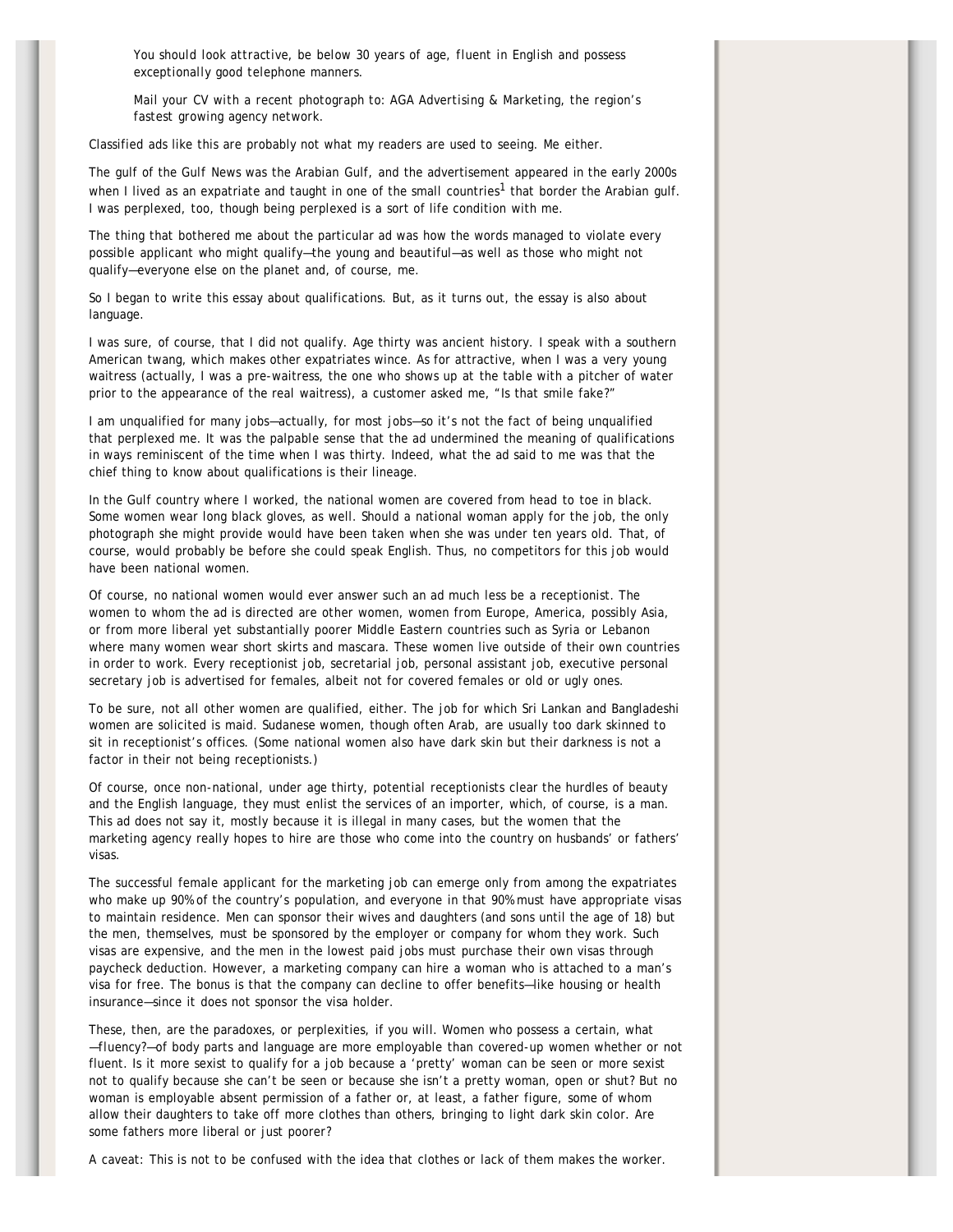> You should look attractive, be below 30 years of age, fluent in English and possess exceptionally good telephone manners.
>
> Mail your CV with a recent photograph to: AGA Advertising & Marketing, the region's fastest growing agency network.

Classified ads like this are probably not what my readers are used to seeing. Me either.

The gulf of the Gulf News was the Arabian Gulf, and the advertisement appeared in the early 2000s when I lived as an expatriate and taught in one of the small countries[1] that border the Arabian gulf. I was perplexed, too, though being perplexed is a sort of life condition with me.

The thing that bothered me about the particular ad was how the words managed to violate every possible applicant who might qualify—the young and beautiful—as well as those who might not qualify—everyone else on the planet and, of course, me.

So I began to write this essay about qualifications. But, as it turns out, the essay is also about language.

I was sure, of course, that I did not qualify. Age thirty was ancient history. I speak with a southern American twang, which makes other expatriates wince. As for attractive, when I was a very young waitress (actually, I was a pre-waitress, the one who shows up at the table with a pitcher of water prior to the appearance of the real waitress), a customer asked me, "Is that smile fake?"

I am unqualified for many jobs—actually, for most jobs—so it's not the fact of being unqualified that perplexed me. It was the palpable sense that the ad undermined the meaning of qualifications in ways reminiscent of the time when I was thirty. Indeed, what the ad said to me was that the chief thing to know about qualifications is their lineage.

In the Gulf country where I worked, the national women are covered from head to toe in black. Some women wear long black gloves, as well. Should a national woman apply for the job, the only photograph she might provide would have been taken when she was under ten years old. That, of course, would probably be before she could speak English. Thus, no competitors for this job would have been national women.

Of course, no national women would ever answer such an ad much less be a receptionist. The women to whom the ad is directed are other women, women from Europe, America, possibly Asia, or from more liberal yet substantially poorer Middle Eastern countries such as Syria or Lebanon where many women wear short skirts and mascara. These women live outside of their own countries in order to work. Every receptionist job, secretarial job, personal assistant job, executive personal secretary job is advertised for females, albeit not for covered females or old or ugly ones.

To be sure, not all other women are qualified, either. The job for which Sri Lankan and Bangladeshi women are solicited is maid. Sudanese women, though often Arab, are usually too dark skinned to sit in receptionist's offices. (Some national women also have dark skin but their darkness is not a factor in their not being receptionists.)

Of course, once non-national, under age thirty, potential receptionists clear the hurdles of beauty and the English language, they must enlist the services of an importer, which, of course, is a man. This ad does not say it, mostly because it is illegal in many cases, but the women that the marketing agency really hopes to hire are those who come into the country on husbands' or fathers' visas.

The successful female applicant for the marketing job can emerge only from among the expatriates who make up 90% of the country's population, and everyone in that 90% must have appropriate visas to maintain residence. Men can sponsor their wives and daughters (and sons until the age of 18) but the men, themselves, must be sponsored by the employer or company for whom they work. Such visas are expensive, and the men in the lowest paid jobs must purchase their own visas through paycheck deduction. However, a marketing company can hire a woman who is attached to a man's visa for free. The bonus is that the company can decline to offer benefits—like housing or health insurance—since it does not sponsor the visa holder.

These, then, are the paradoxes, or perplexities, if you will. Women who possess a certain, what—fluency?—of body parts and language are more employable than covered-up women whether or not fluent. Is it more sexist to qualify for a job because a 'pretty' woman can be seen or more sexist not to qualify because she can't be seen or because she isn't a pretty woman, open or shut? But no woman is employable absent permission of a father or, at least, a father figure, some of whom allow their daughters to take off more clothes than others, bringing to light dark skin color. Are some fathers more liberal or just poorer?

A caveat: This is not to be confused with the idea that clothes or lack of them makes the worker.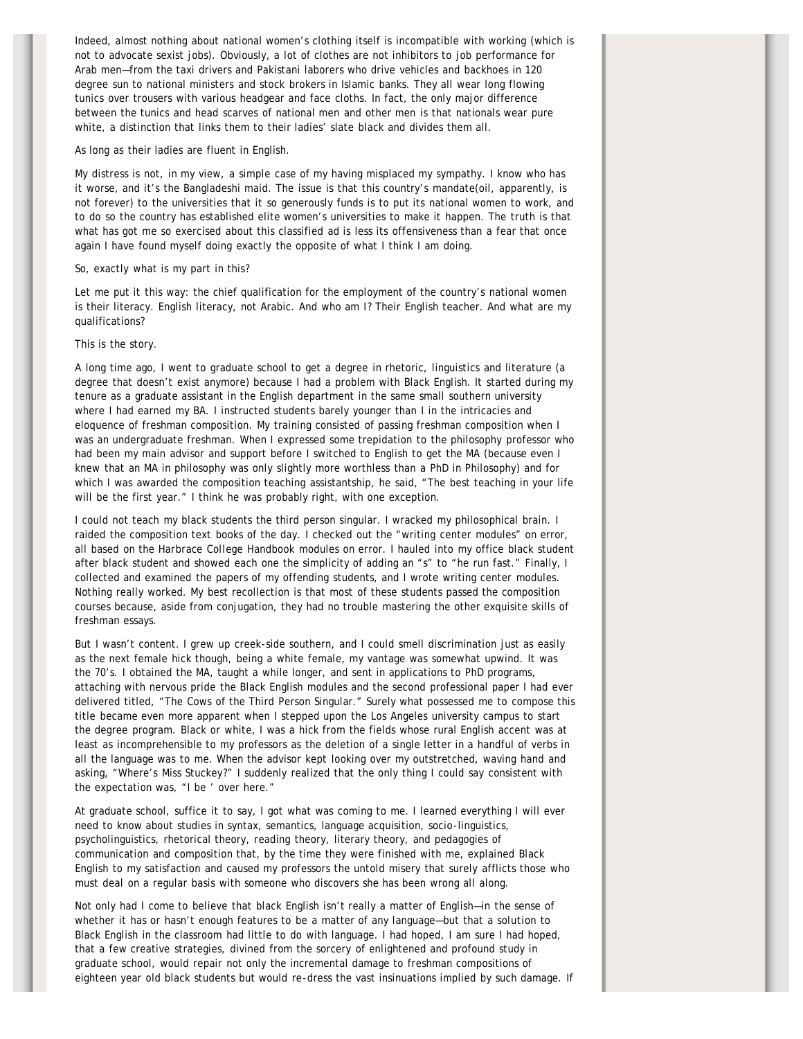Indeed, almost nothing about national women's clothing itself is incompatible with working (which is not to advocate sexist jobs). Obviously, a lot of clothes are not inhibitors to job performance for Arab men—from the taxi drivers and Pakistani laborers who drive vehicles and backhoes in 120 degree sun to national ministers and stock brokers in Islamic banks. They all wear long flowing tunics over trousers with various headgear and face cloths. In fact, the only major difference between the tunics and head scarves of national men and other men is that nationals wear pure white, a distinction that links them to their ladies' slate black and divides them all.

As long as their ladies are fluent in English.

My distress is not, in my view, a simple case of my having misplaced my sympathy. I know who has it worse, and it's the Bangladeshi maid. The issue is that this country's mandate(oil, apparently, is not forever) to the universities that it so generously funds is to put its national women to work, and to do so the country has established elite women's universities to make it happen. The truth is that what has got me so exercised about this classified ad is less its offensiveness than a fear that once again I have found myself doing exactly the opposite of what I think I am doing.

So, exactly what is my part in this?

Let me put it this way: the chief qualification for the employment of the country's national women is their literacy. English literacy, not Arabic. And who am I? Their English teacher. And what are my qualifications?

This is the story.

A long time ago, I went to graduate school to get a degree in rhetoric, linguistics and literature (a degree that doesn't exist anymore) because I had a problem with Black English. It started during my tenure as a graduate assistant in the English department in the same small southern university where I had earned my BA. I instructed students barely younger than I in the intricacies and eloquence of freshman composition. My training consisted of passing freshman composition when I was an undergraduate freshman. When I expressed some trepidation to the philosophy professor who had been my main advisor and support before I switched to English to get the MA (because even I knew that an MA in philosophy was only slightly more worthless than a PhD in Philosophy) and for which I was awarded the composition teaching assistantship, he said, "The best teaching in your life will be the first year." I think he was probably right, with one exception.

I could not teach my black students the third person singular. I wracked my philosophical brain. I raided the composition text books of the day. I checked out the "writing center modules" on error, all based on the Harbrace College Handbook modules on error. I hauled into my office black student after black student and showed each one the simplicity of adding an "s" to "he run fast." Finally, I collected and examined the papers of my offending students, and I wrote writing center modules. Nothing really worked. My best recollection is that most of these students passed the composition courses because, aside from conjugation, they had no trouble mastering the other exquisite skills of freshman essays.

But I wasn't content. I grew up creek-side southern, and I could smell discrimination just as easily as the next female hick though, being a white female, my vantage was somewhat upwind. It was the 70's. I obtained the MA, taught a while longer, and sent in applications to PhD programs, attaching with nervous pride the Black English modules and the second professional paper I had ever delivered titled, "The Cows of the Third Person Singular." Surely what possessed me to compose this title became even more apparent when I stepped upon the Los Angeles university campus to start the degree program. Black or white, I was a hick from the fields whose rural English accent was at least as incomprehensible to my professors as the deletion of a single letter in a handful of verbs in all the language was to me. When the advisor kept looking over my outstretched, waving hand and asking, "Where's Miss Stuckey?" I suddenly realized that the only thing I could say consistent with the expectation was, "I be ' over here."

At graduate school, suffice it to say, I got what was coming to me. I learned everything I will ever need to know about studies in syntax, semantics, language acquisition, socio-linguistics, psycholinguistics, rhetorical theory, reading theory, literary theory, and pedagogies of communication and composition that, by the time they were finished with me, explained Black English to my satisfaction and caused my professors the untold misery that surely afflicts those who must deal on a regular basis with someone who discovers she has been wrong all along.

Not only had I come to believe that black English isn't really a matter of English—in the sense of whether it has or hasn't enough features to be a matter of any language—but that a solution to Black English in the classroom had little to do with language. I had hoped, I am sure I had hoped, that a few creative strategies, divined from the sorcery of enlightened and profound study in graduate school, would repair not only the incremental damage to freshman compositions of eighteen year old black students but would re-dress the vast insinuations implied by such damage. If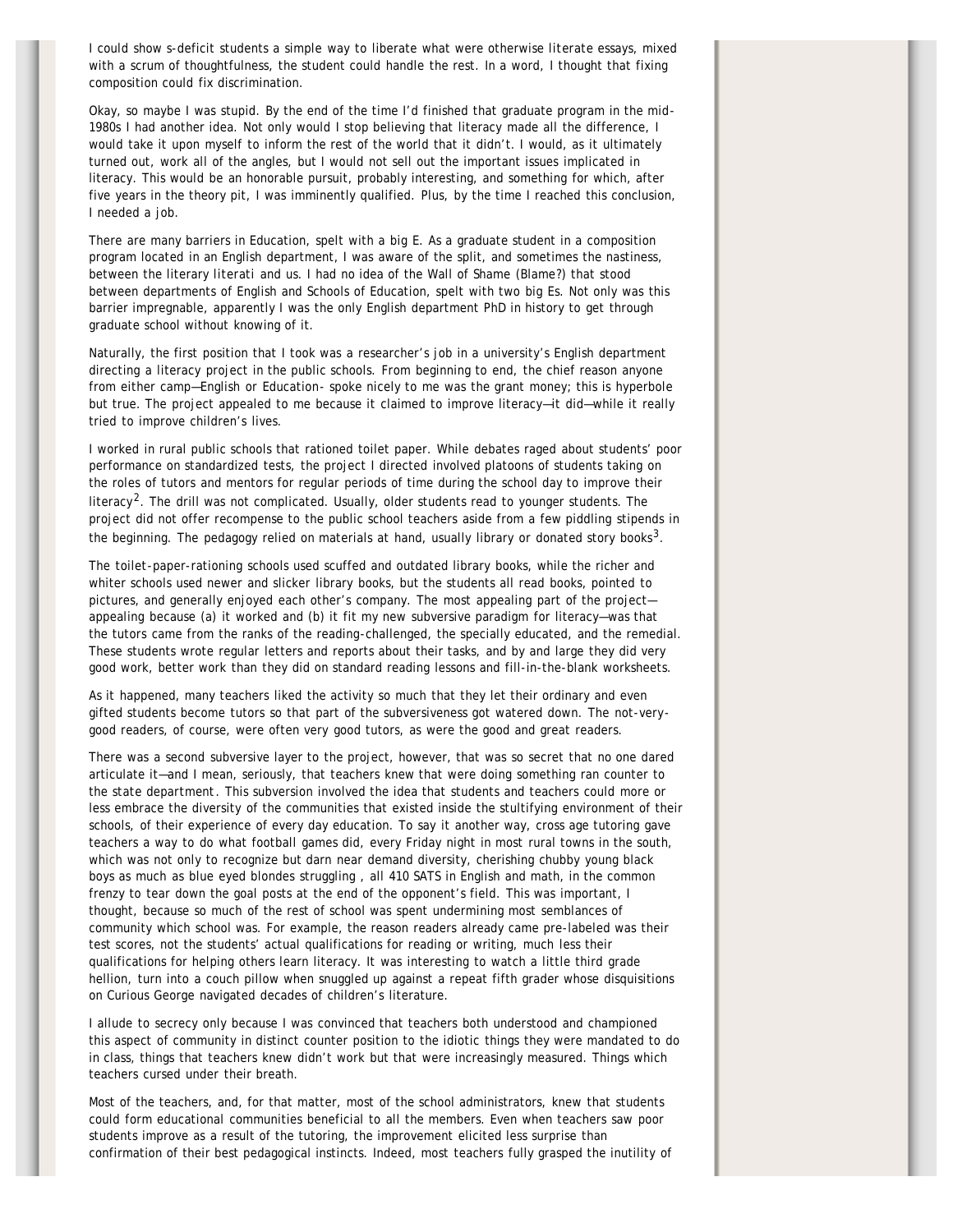I could show s-deficit students a simple way to liberate what were otherwise literate essays, mixed with a scrum of thoughtfulness, the student could handle the rest. In a word, I thought that fixing composition could fix discrimination.

Okay, so maybe I was stupid. By the end of the time I'd finished that graduate program in the mid-1980s I had another idea. Not only would I stop believing that literacy made all the difference, I would take it upon myself to inform the rest of the world that it didn't. I would, as it ultimately turned out, work all of the angles, but I would not sell out the important issues implicated in literacy. This would be an honorable pursuit, probably interesting, and something for which, after five years in the theory pit, I was imminently qualified. Plus, by the time I reached this conclusion, I needed a job.

There are many barriers in Education, spelt with a big E. As a graduate student in a composition program located in an English department, I was aware of the split, and sometimes the nastiness, between the literary literati and us. I had no idea of the Wall of Shame (Blame?) that stood between departments of English and Schools of Education, spelt with two big Es. Not only was this barrier impregnable, apparently I was the only English department PhD in history to get through graduate school without knowing of it.

Naturally, the first position that I took was a researcher's job in a university's English department directing a literacy project in the public schools. From beginning to end, the chief reason anyone from either camp—English or Education- spoke nicely to me was the grant money; this is hyperbole but true. The project appealed to me because it claimed to improve literacy—it did—while it really tried to improve children's lives.

I worked in rural public schools that rationed toilet paper. While debates raged about students' poor performance on standardized tests, the project I directed involved platoons of students taking on the roles of tutors and mentors for regular periods of time during the school day to improve their literacy[2]. The drill was not complicated. Usually, older students read to younger students. The project did not offer recompense to the public school teachers aside from a few piddling stipends in the beginning. The pedagogy relied on materials at hand, usually library or donated story books[3].

The toilet-paper-rationing schools used scuffed and outdated library books, while the richer and whiter schools used newer and slicker library books, but the students all read books, pointed to pictures, and generally enjoyed each other's company. The most appealing part of the project—appealing because (a) it worked and (b) it fit my new subversive paradigm for literacy—was that the tutors came from the ranks of the reading-challenged, the specially educated, and the remedial. These students wrote regular letters and reports about their tasks, and by and large they did very good work, better work than they did on standard reading lessons and fill-in-the-blank worksheets.

As it happened, many teachers liked the activity so much that they let their ordinary and even gifted students become tutors so that part of the subversiveness got watered down. The not-very-good readers, of course, were often very good tutors, as were the good and great readers.

There was a second subversive layer to the project, however, that was so secret that no one dared articulate it—and I mean, seriously, that teachers knew that were doing something ran counter to the state department. This subversion involved the idea that students and teachers could more or less embrace the diversity of the communities that existed inside the stultifying environment of their schools, of their experience of every day education. To say it another way, cross age tutoring gave teachers a way to do what football games did, every Friday night in most rural towns in the south, which was not only to recognize but darn near demand diversity, cherishing chubby young black boys as much as blue eyed blondes struggling , all 410 SATS in English and math, in the common frenzy to tear down the goal posts at the end of the opponent's field. This was important, I thought, because so much of the rest of school was spent undermining most semblances of community which school was. For example, the reason readers already came pre-labeled was their test scores, not the students' actual qualifications for reading or writing, much less their qualifications for helping others learn literacy. It was interesting to watch a little third grade hellion, turn into a couch pillow when snuggled up against a repeat fifth grader whose disquisitions on Curious George navigated decades of children's literature.

I allude to secrecy only because I was convinced that teachers both understood and championed this aspect of community in distinct counter position to the idiotic things they were mandated to do in class, things that teachers knew didn't work but that were increasingly measured. Things which teachers cursed under their breath.

Most of the teachers, and, for that matter, most of the school administrators, knew that students could form educational communities beneficial to all the members. Even when teachers saw poor students improve as a result of the tutoring, the improvement elicited less surprise than confirmation of their best pedagogical instincts. Indeed, most teachers fully grasped the inutility of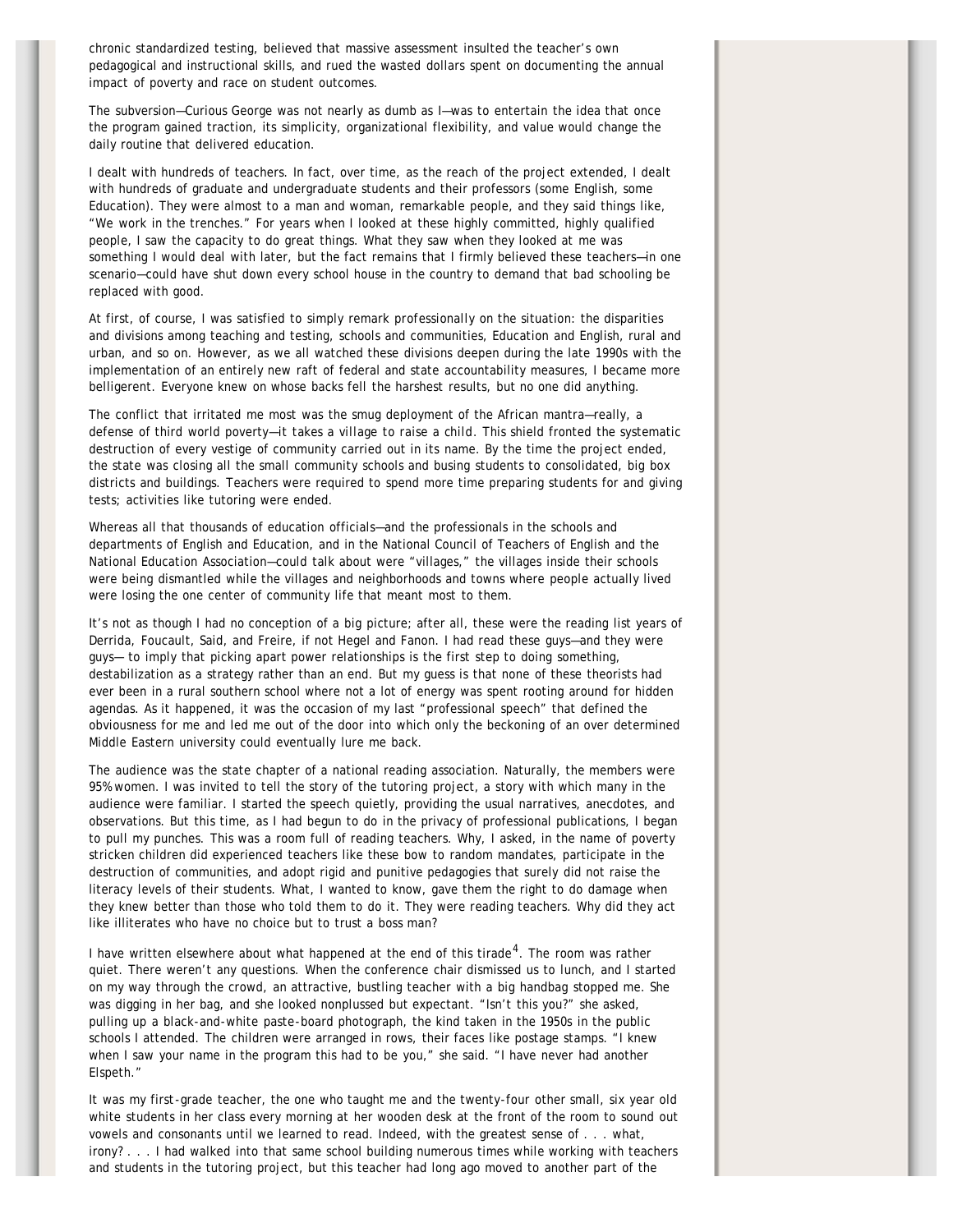chronic standardized testing, believed that massive assessment insulted the teacher's own pedagogical and instructional skills, and rued the wasted dollars spent on documenting the annual impact of poverty and race on student outcomes.

The subversion—Curious George was not nearly as dumb as I—was to entertain the idea that once the program gained traction, its simplicity, organizational flexibility, and value would change the daily routine that delivered education.

I dealt with hundreds of teachers. In fact, over time, as the reach of the project extended, I dealt with hundreds of graduate and undergraduate students and their professors (some English, some Education). They were almost to a man and woman, remarkable people, and they said things like, "We work in the trenches." For years when I looked at these highly committed, highly qualified people, I saw the capacity to do great things. What they saw when they looked at me was something I would deal with later, but the fact remains that I firmly believed these teachers—in one scenario—could have shut down every school house in the country to demand that bad schooling be replaced with good.

At first, of course, I was satisfied to simply remark professionally on the situation: the disparities and divisions among teaching and testing, schools and communities, Education and English, rural and urban, and so on. However, as we all watched these divisions deepen during the late 1990s with the implementation of an entirely new raft of federal and state accountability measures, I became more belligerent. Everyone knew on whose backs fell the harshest results, but no one did anything.

The conflict that irritated me most was the smug deployment of the African mantra—really, a defense of third world poverty—it takes a village to raise a child. This shield fronted the systematic destruction of every vestige of community carried out in its name. By the time the project ended, the state was closing all the small community schools and busing students to consolidated, big box districts and buildings. Teachers were required to spend more time preparing students for and giving tests; activities like tutoring were ended.

Whereas all that thousands of education officials—and the professionals in the schools and departments of English and Education, and in the National Council of Teachers of English and the National Education Association—could talk about were "villages," the villages inside their schools were being dismantled while the villages and neighborhoods and towns where people actually lived were losing the one center of community life that meant most to them.

It's not as though I had no conception of a big picture; after all, these were the reading list years of Derrida, Foucault, Said, and Freire, if not Hegel and Fanon. I had read these guys—and they were guys— to imply that picking apart power relationships is the first step to doing something, destabilization as a strategy rather than an end. But my guess is that none of these theorists had ever been in a rural southern school where not a lot of energy was spent rooting around for hidden agendas. As it happened, it was the occasion of my last "professional speech" that defined the obviousness for me and led me out of the door into which only the beckoning of an over determined Middle Eastern university could eventually lure me back.

The audience was the state chapter of a national reading association. Naturally, the members were 95% women. I was invited to tell the story of the tutoring project, a story with which many in the audience were familiar. I started the speech quietly, providing the usual narratives, anecdotes, and observations. But this time, as I had begun to do in the privacy of professional publications, I began to pull my punches. This was a room full of reading teachers. Why, I asked, in the name of poverty stricken children did experienced teachers like these bow to random mandates, participate in the destruction of communities, and adopt rigid and punitive pedagogies that surely did not raise the literacy levels of their students. What, I wanted to know, gave them the right to do damage when they knew better than those who told them to do it. They were reading teachers. Why did they act like illiterates who have no choice but to trust a boss man?

I have written elsewhere about what happened at the end of this tirade[4]. The room was rather quiet. There weren't any questions. When the conference chair dismissed us to lunch, and I started on my way through the crowd, an attractive, bustling teacher with a big handbag stopped me. She was digging in her bag, and she looked nonplussed but expectant. "Isn't this you?" she asked, pulling up a black-and-white paste-board photograph, the kind taken in the 1950s in the public schools I attended. The children were arranged in rows, their faces like postage stamps. "I knew when I saw your name in the program this had to be you," she said. "I have never had another Elspeth."

It was my first-grade teacher, the one who taught me and the twenty-four other small, six year old white students in her class every morning at her wooden desk at the front of the room to sound out vowels and consonants until we learned to read. Indeed, with the greatest sense of . . . what, irony? . . . I had walked into that same school building numerous times while working with teachers and students in the tutoring project, but this teacher had long ago moved to another part of the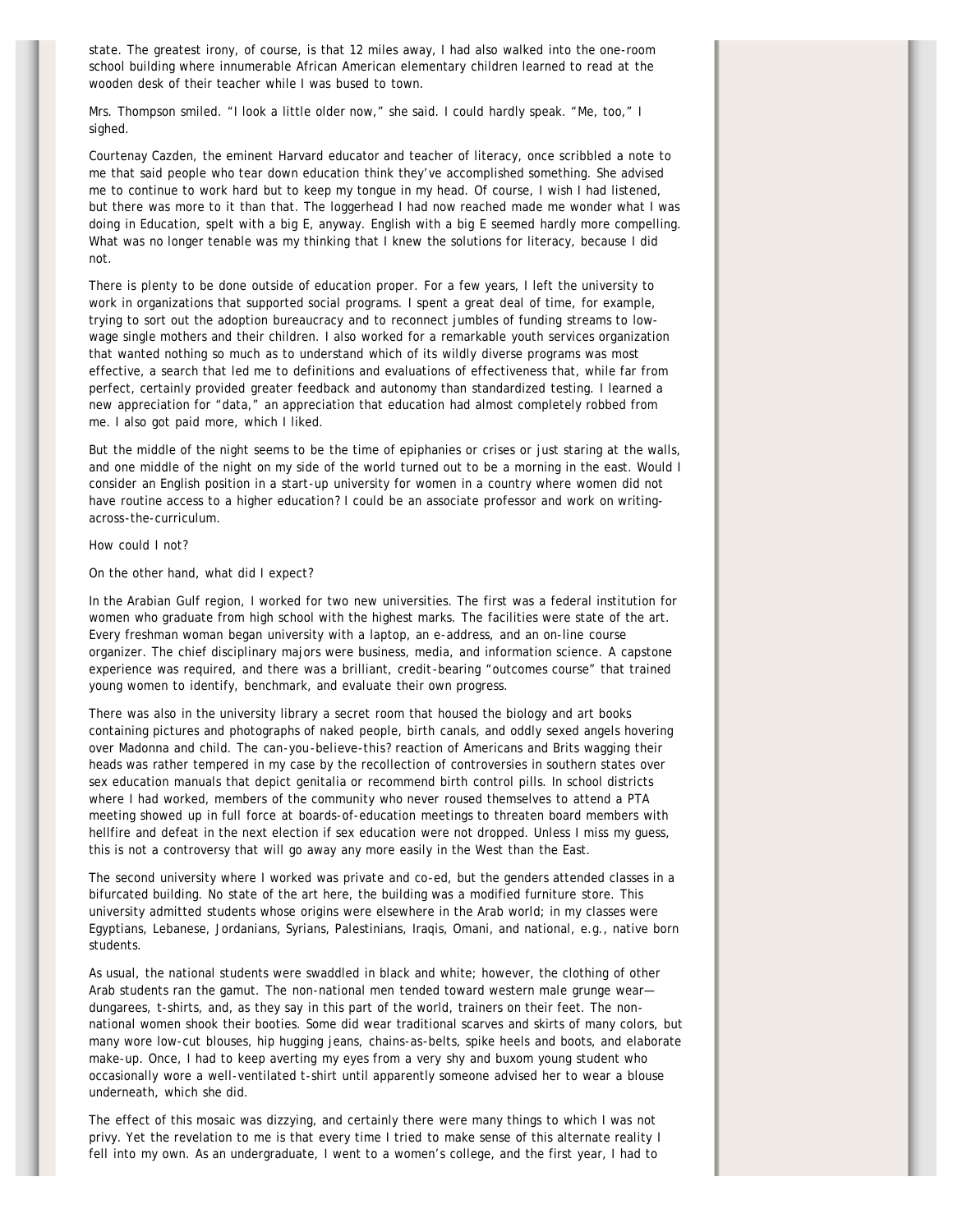state. The greatest irony, of course, is that 12 miles away, I had also walked into the one-room school building where innumerable African American elementary children learned to read at the wooden desk of their teacher while I was bused to town.

Mrs. Thompson smiled. "I look a little older now," she said. I could hardly speak. "Me, too," I sighed.

Courtenay Cazden, the eminent Harvard educator and teacher of literacy, once scribbled a note to me that said people who tear down education think they've accomplished something. She advised me to continue to work hard but to keep my tongue in my head. Of course, I wish I had listened, but there was more to it than that. The loggerhead I had now reached made me wonder what I was doing in Education, spelt with a big E, anyway. English with a big E seemed hardly more compelling. What was no longer tenable was my thinking that I knew the solutions for literacy, because I did not.

There is plenty to be done outside of education proper. For a few years, I left the university to work in organizations that supported social programs. I spent a great deal of time, for example, trying to sort out the adoption bureaucracy and to reconnect jumbles of funding streams to low-wage single mothers and their children. I also worked for a remarkable youth services organization that wanted nothing so much as to understand which of its wildly diverse programs was most effective, a search that led me to definitions and evaluations of effectiveness that, while far from perfect, certainly provided greater feedback and autonomy than standardized testing. I learned a new appreciation for "data," an appreciation that education had almost completely robbed from me. I also got paid more, which I liked.

But the middle of the night seems to be the time of epiphanies or crises or just staring at the walls, and one middle of the night on my side of the world turned out to be a morning in the east. Would I consider an English position in a start-up university for women in a country where women did not have routine access to a higher education? I could be an associate professor and work on writing-across-the-curriculum.

How could I not?

On the other hand, what did I expect?

In the Arabian Gulf region, I worked for two new universities. The first was a federal institution for women who graduate from high school with the highest marks. The facilities were state of the art. Every freshman woman began university with a laptop, an e-address, and an on-line course organizer. The chief disciplinary majors were business, media, and information science. A capstone experience was required, and there was a brilliant, credit-bearing "outcomes course" that trained young women to identify, benchmark, and evaluate their own progress.

There was also in the university library a secret room that housed the biology and art books containing pictures and photographs of naked people, birth canals, and oddly sexed angels hovering over Madonna and child. The can-you-believe-this? reaction of Americans and Brits wagging their heads was rather tempered in my case by the recollection of controversies in southern states over sex education manuals that depict genitalia or recommend birth control pills. In school districts where I had worked, members of the community who never roused themselves to attend a PTA meeting showed up in full force at boards-of-education meetings to threaten board members with hellfire and defeat in the next election if sex education were not dropped. Unless I miss my guess, this is not a controversy that will go away any more easily in the West than the East.

The second university where I worked was private and co-ed, but the genders attended classes in a bifurcated building. No state of the art here, the building was a modified furniture store. This university admitted students whose origins were elsewhere in the Arab world; in my classes were Egyptians, Lebanese, Jordanians, Syrians, Palestinians, Iraqis, Omani, and national, e.g., native born students.

As usual, the national students were swaddled in black and white; however, the clothing of other Arab students ran the gamut. The non-national men tended toward western male grunge wear—dungarees, t-shirts, and, as they say in this part of the world, trainers on their feet. The non-national women shook their booties. Some did wear traditional scarves and skirts of many colors, but many wore low-cut blouses, hip hugging jeans, chains-as-belts, spike heels and boots, and elaborate make-up. Once, I had to keep averting my eyes from a very shy and buxom young student who occasionally wore a well-ventilated t-shirt until apparently someone advised her to wear a blouse underneath, which she did.

The effect of this mosaic was dizzying, and certainly there were many things to which I was not privy. Yet the revelation to me is that every time I tried to make sense of this alternate reality I fell into my own. As an undergraduate, I went to a women's college, and the first year, I had to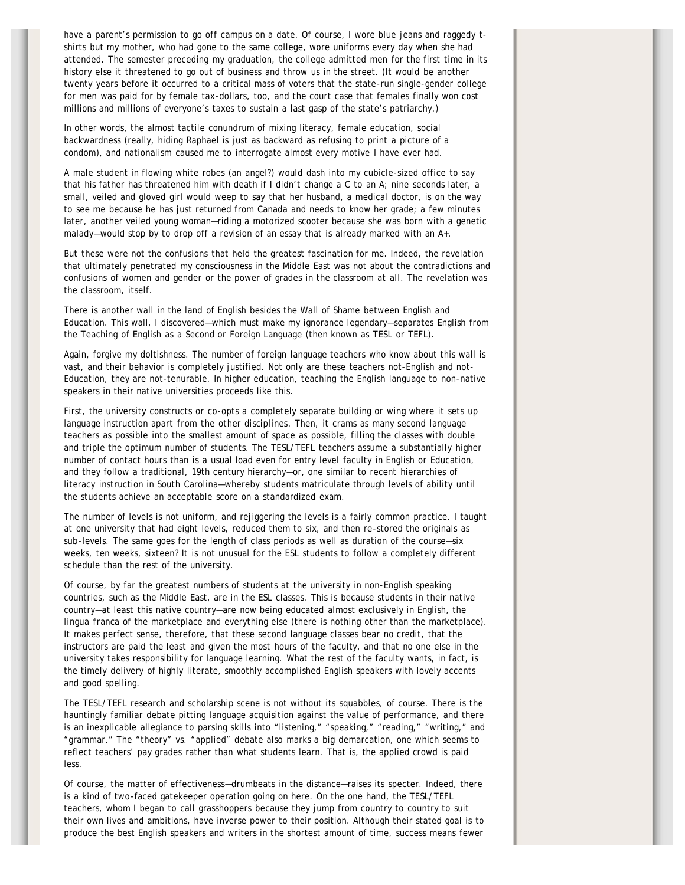have a parent's permission to go off campus on a date. Of course, I wore blue jeans and raggedy t-shirts but my mother, who had gone to the same college, wore uniforms every day when she had attended. The semester preceding my graduation, the college admitted men for the first time in its history else it threatened to go out of business and throw us in the street. (It would be another twenty years before it occurred to a critical mass of voters that the state-run single-gender college for men was paid for by female tax-dollars, too, and the court case that females finally won cost millions and millions of everyone's taxes to sustain a last gasp of the state's patriarchy.)

In other words, the almost tactile conundrum of mixing literacy, female education, social backwardness (really, hiding Raphael is just as backward as refusing to print a picture of a condom), and nationalism caused me to interrogate almost every motive I have ever had.

A male student in flowing white robes (an angel?) would dash into my cubicle-sized office to say that his father has threatened him with death if I didn't change a C to an A; nine seconds later, a small, veiled and gloved girl would weep to say that her husband, a medical doctor, is on the way to see me because he has just returned from Canada and needs to know her grade; a few minutes later, another veiled young woman—riding a motorized scooter because she was born with a genetic malady—would stop by to drop off a revision of an essay that is already marked with an A+.

But these were not the confusions that held the greatest fascination for me. Indeed, the revelation that ultimately penetrated my consciousness in the Middle East was not about the contradictions and confusions of women and gender or the power of grades in the classroom at all. The revelation was the classroom, itself.

There is another wall in the land of English besides the Wall of Shame between English and Education. This wall, I discovered—which must make my ignorance legendary—separates English from the Teaching of English as a Second or Foreign Language (then known as TESL or TEFL).

Again, forgive my doltishness. The number of foreign language teachers who know about this wall is vast, and their behavior is completely justified. Not only are these teachers not-English and not-Education, they are not-tenurable. In higher education, teaching the English language to non-native speakers in their native universities proceeds like this.

First, the university constructs or co-opts a completely separate building or wing where it sets up language instruction apart from the other disciplines. Then, it crams as many second language teachers as possible into the smallest amount of space as possible, filling the classes with double and triple the optimum number of students. The TESL/TEFL teachers assume a substantially higher number of contact hours than is a usual load even for entry level faculty in English or Education, and they follow a traditional, 19th century hierarchy—or, one similar to recent hierarchies of literacy instruction in South Carolina—whereby students matriculate through levels of ability until the students achieve an acceptable score on a standardized exam.

The number of levels is not uniform, and rejiggering the levels is a fairly common practice. I taught at one university that had eight levels, reduced them to six, and then re-stored the originals as sub-levels. The same goes for the length of class periods as well as duration of the course—six weeks, ten weeks, sixteen? It is not unusual for the ESL students to follow a completely different schedule than the rest of the university.

Of course, by far the greatest numbers of students at the university in non-English speaking countries, such as the Middle East, are in the ESL classes. This is because students in their native country—at least this native country—are now being educated almost exclusively in English, the lingua franca of the marketplace and everything else (there is nothing other than the marketplace). It makes perfect sense, therefore, that these second language classes bear no credit, that the instructors are paid the least and given the most hours of the faculty, and that no one else in the university takes responsibility for language learning. What the rest of the faculty wants, in fact, is the timely delivery of highly literate, smoothly accomplished English speakers with lovely accents and good spelling.

The TESL/TEFL research and scholarship scene is not without its squabbles, of course. There is the hauntingly familiar debate pitting language acquisition against the value of performance, and there is an inexplicable allegiance to parsing skills into "listening," "speaking," "reading," "writing," and "grammar." The "theory" vs. "applied" debate also marks a big demarcation, one which seems to reflect teachers' pay grades rather than what students learn. That is, the applied crowd is paid less.

Of course, the matter of effectiveness—drumbeats in the distance—raises its specter. Indeed, there is a kind of two-faced gatekeeper operation going on here. On the one hand, the TESL/TEFL teachers, whom I began to call grasshoppers because they jump from country to country to suit their own lives and ambitions, have inverse power to their position. Although their stated goal is to produce the best English speakers and writers in the shortest amount of time, success means fewer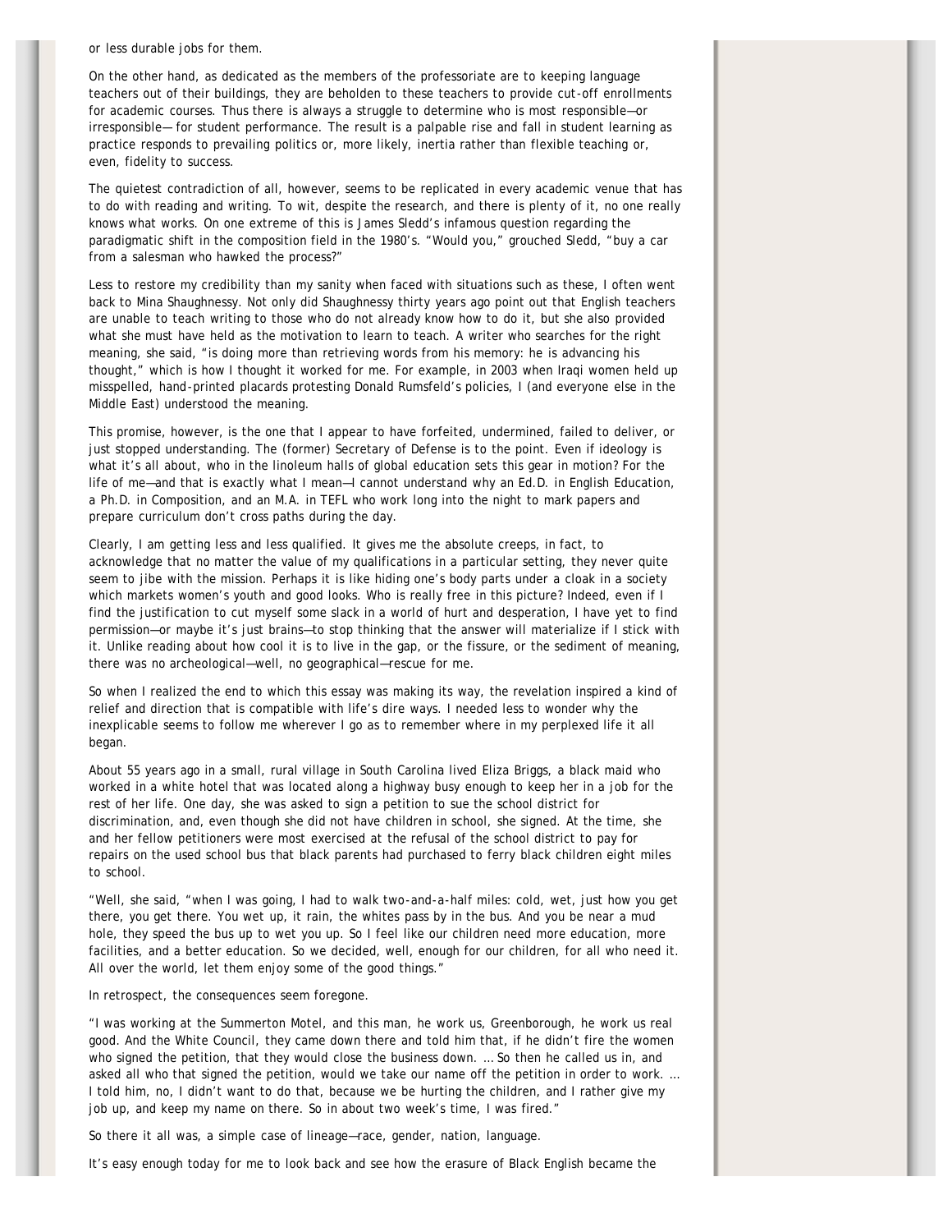or less durable jobs for them.

On the other hand, as dedicated as the members of the professoriate are to keeping language teachers out of their buildings, they are beholden to these teachers to provide cut-off enrollments for academic courses. Thus there is always a struggle to determine who is most responsible—or irresponsible— for student performance. The result is a palpable rise and fall in student learning as practice responds to prevailing politics or, more likely, inertia rather than flexible teaching or, even, fidelity to success.

The quietest contradiction of all, however, seems to be replicated in every academic venue that has to do with reading and writing. To wit, despite the research, and there is plenty of it, no one really knows what works. On one extreme of this is James Sledd's infamous question regarding the paradigmatic shift in the composition field in the 1980's. "Would you," grouched Sledd, "buy a car from a salesman who hawked the process?"

Less to restore my credibility than my sanity when faced with situations such as these, I often went back to Mina Shaughnessy. Not only did Shaughnessy thirty years ago point out that English teachers are unable to teach writing to those who do not already know how to do it, but she also provided what she must have held as the motivation to learn to teach. A writer who searches for the right meaning, she said, "is doing more than retrieving words from his memory: he is advancing his thought," which is how I thought it worked for me. For example, in 2003 when Iraqi women held up misspelled, hand-printed placards protesting Donald Rumsfeld's policies, I (and everyone else in the Middle East) understood the meaning.

This promise, however, is the one that I appear to have forfeited, undermined, failed to deliver, or just stopped understanding. The (former) Secretary of Defense is to the point. Even if ideology is what it's all about, who in the linoleum halls of global education sets this gear in motion? For the life of me—and that is exactly what I mean—I cannot understand why an Ed.D. in English Education, a Ph.D. in Composition, and an M.A. in TEFL who work long into the night to mark papers and prepare curriculum don't cross paths during the day.

Clearly, I am getting less and less qualified. It gives me the absolute creeps, in fact, to acknowledge that no matter the value of my qualifications in a particular setting, they never quite seem to jibe with the mission. Perhaps it is like hiding one's body parts under a cloak in a society which markets women's youth and good looks. Who is really free in this picture? Indeed, even if I find the justification to cut myself some slack in a world of hurt and desperation, I have yet to find permission—or maybe it's just brains—to stop thinking that the answer will materialize if I stick with it. Unlike reading about how cool it is to live in the gap, or the fissure, or the sediment of meaning, there was no archeological—well, no geographical—rescue for me.

So when I realized the end to which this essay was making its way, the revelation inspired a kind of relief and direction that is compatible with life's dire ways. I needed less to wonder why the inexplicable seems to follow me wherever I go as to remember where in my perplexed life it all began.

About 55 years ago in a small, rural village in South Carolina lived Eliza Briggs, a black maid who worked in a white hotel that was located along a highway busy enough to keep her in a job for the rest of her life. One day, she was asked to sign a petition to sue the school district for discrimination, and, even though she did not have children in school, she signed. At the time, she and her fellow petitioners were most exercised at the refusal of the school district to pay for repairs on the used school bus that black parents had purchased to ferry black children eight miles to school.

"Well, she said, "when I was going, I had to walk two-and-a-half miles: cold, wet, just how you get there, you get there. You wet up, it rain, the whites pass by in the bus. And you be near a mud hole, they speed the bus up to wet you up. So I feel like our children need more education, more facilities, and a better education. So we decided, well, enough for our children, for all who need it. All over the world, let them enjoy some of the good things."

In retrospect, the consequences seem foregone.

"I was working at the Summerton Motel, and this man, he work us, Greenborough, he work us real good. And the White Council, they came down there and told him that, if he didn't fire the women who signed the petition, that they would close the business down. … So then he called us in, and asked all who that signed the petition, would we take our name off the petition in order to work. … I told him, no, I didn't want to do that, because we be hurting the children, and I rather give my job up, and keep my name on there. So in about two week's time, I was fired."

So there it all was, a simple case of lineage—race, gender, nation, language.

It's easy enough today for me to look back and see how the erasure of Black English became the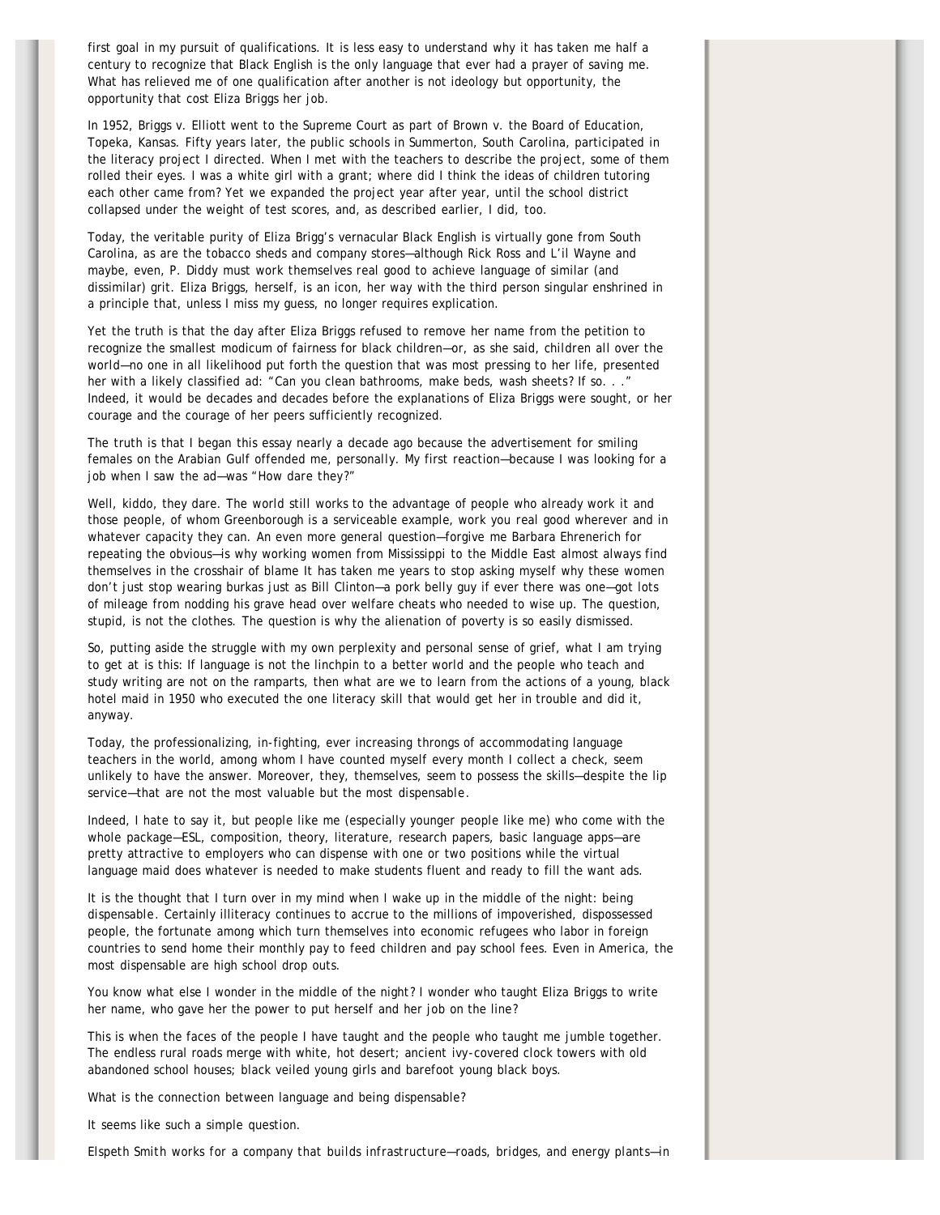first goal in my pursuit of qualifications. It is less easy to understand why it has taken me half a century to recognize that Black English is the only language that ever had a prayer of saving me. What has relieved me of one qualification after another is not ideology but opportunity, the opportunity that cost Eliza Briggs her job.

In 1952, Briggs v. Elliott went to the Supreme Court as part of Brown v. the Board of Education, Topeka, Kansas. Fifty years later, the public schools in Summerton, South Carolina, participated in the literacy project I directed. When I met with the teachers to describe the project, some of them rolled their eyes. I was a white girl with a grant; where did I think the ideas of children tutoring each other came from? Yet we expanded the project year after year, until the school district collapsed under the weight of test scores, and, as described earlier, I did, too.

Today, the veritable purity of Eliza Brigg's vernacular Black English is virtually gone from South Carolina, as are the tobacco sheds and company stores—although Rick Ross and L'il Wayne and maybe, even, P. Diddy must work themselves real good to achieve language of similar (and dissimilar) grit. Eliza Briggs, herself, is an icon, her way with the third person singular enshrined in a principle that, unless I miss my guess, no longer requires explication.

Yet the truth is that the day after Eliza Briggs refused to remove her name from the petition to recognize the smallest modicum of fairness for black children—or, as she said, children all over the world—no one in all likelihood put forth the question that was most pressing to her life, presented her with a likely classified ad: "Can you clean bathrooms, make beds, wash sheets? If so. . ." Indeed, it would be decades and decades before the explanations of Eliza Briggs were sought, or her courage and the courage of her peers sufficiently recognized.

The truth is that I began this essay nearly a decade ago because the advertisement for smiling females on the Arabian Gulf offended me, personally. My first reaction—because I was looking for a job when I saw the ad—was "How dare they?"

Well, kiddo, they dare. The world still works to the advantage of people who already work it and those people, of whom Greenborough is a serviceable example, work you real good wherever and in whatever capacity they can. An even more general question—forgive me Barbara Ehrenerich for repeating the obvious—is why working women from Mississippi to the Middle East almost always find themselves in the crosshair of blame It has taken me years to stop asking myself why these women don't just stop wearing burkas just as Bill Clinton—a pork belly guy if ever there was one—got lots of mileage from nodding his grave head over welfare cheats who needed to wise up. The question, stupid, is not the clothes. The question is why the alienation of poverty is so easily dismissed.

So, putting aside the struggle with my own perplexity and personal sense of grief, what I am trying to get at is this: If language is not the linchpin to a better world and the people who teach and study writing are not on the ramparts, then what are we to learn from the actions of a young, black hotel maid in 1950 who executed the one literacy skill that would get her in trouble and did it, anyway.

Today, the professionalizing, in-fighting, ever increasing throngs of accommodating language teachers in the world, among whom I have counted myself every month I collect a check, seem unlikely to have the answer. Moreover, they, themselves, seem to possess the skills—despite the lip service—that are not the most valuable but the most dispensable.

Indeed, I hate to say it, but people like me (especially younger people like me) who come with the whole package—ESL, composition, theory, literature, research papers, basic language apps—are pretty attractive to employers who can dispense with one or two positions while the virtual language maid does whatever is needed to make students fluent and ready to fill the want ads.

It is the thought that I turn over in my mind when I wake up in the middle of the night: being dispensable. Certainly illiteracy continues to accrue to the millions of impoverished, dispossessed people, the fortunate among which turn themselves into economic refugees who labor in foreign countries to send home their monthly pay to feed children and pay school fees. Even in America, the most dispensable are high school drop outs.

You know what else I wonder in the middle of the night? I wonder who taught Eliza Briggs to write her name, who gave her the power to put herself and her job on the line?

This is when the faces of the people I have taught and the people who taught me jumble together. The endless rural roads merge with white, hot desert; ancient ivy-covered clock towers with old abandoned school houses; black veiled young girls and barefoot young black boys.

What is the connection between language and being dispensable?

It seems like such a simple question.

Elspeth Smith works for a company that builds infrastructure—roads, bridges, and energy plants—in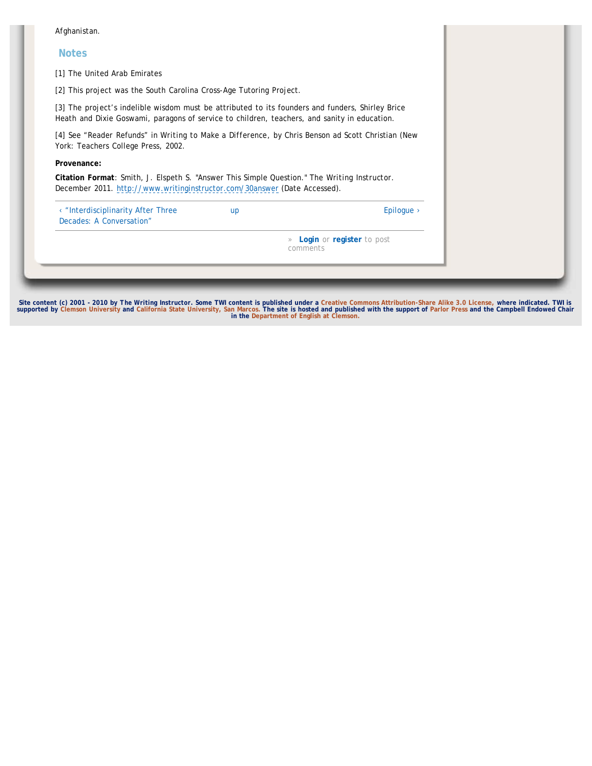Afghanistan.

## Notes

[1] The United Arab Emirates

[2] This project was the South Carolina Cross-Age Tutoring Project.

[3] The project's indelible wisdom must be attributed to its founders and funders, Shirley Brice Heath and Dixie Goswami, paragons of service to children, teachers, and sanity in education.

[4] See "Reader Refunds" in Writing to Make a Difference, by Chris Benson ad Scott Christian (New York: Teachers College Press, 2002.

**Provenance:**

**Citation Format**: Smith, J. Elspeth S. "Answer This Simple Question." The Writing Instructor. December 2011. http://www.writinginstructor.com/30answer (Date Accessed).

‹ "Interdisciplinarity After Three Decades: A Conversation" up Epilogue ›

» **Login** or **register** to post comments

**Site content (c) 2001 - 2010 by The Writing Instructor. Some TWI content is published under a Creative Commons Attribution-Share Alike 3.0 License, where indicated. TWI is supported by Clemson University and California State University, San Marcos. The site is hosted and published with the support of Parlor Press and the Campbell Endowed Chair in the Department of English at Clemson.**